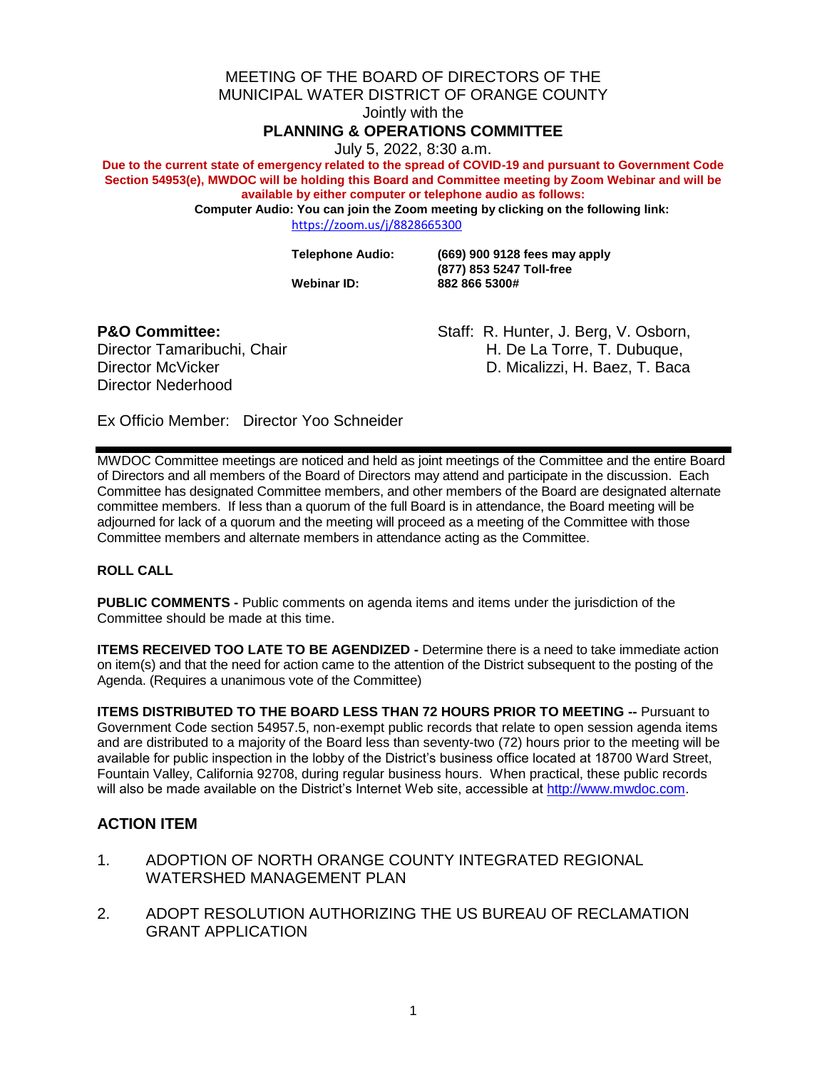MEETING OF THE BOARD OF DIRECTORS OF THE
MUNICIPAL WATER DISTRICT OF ORANGE COUNTY
Jointly with the

**PLANNING & OPERATIONS COMMITTEE**

July 5, 2022, 8:30 a.m.

**Due to the current state of emergency related to the spread of COVID-19 and pursuant to Government Code Section 54953(e), MWDOC will be holding this Board and Committee meeting by Zoom Webinar and will be available by either computer or telephone audio as follows:**

**Computer Audio: You can join the Zoom meeting by clicking on the following link:**
https://zoom.us/j/8828665300

| | |
|---|---|
| **Telephone Audio:** | **(669) 900 9128 fees may apply** |
| | **(877) 853 5247 Toll-free** |
| **Webinar ID:** | **882 866 5300#** |

**P&O Committee:**
Director Tamaribuchi, Chair
Director McVicker
Director Nederhood

Staff: R. Hunter, J. Berg, V. Osborn, H. De La Torre, T. Dubuque, D. Micalizzi, H. Baez, T. Baca

Ex Officio Member: Director Yoo Schneider

---

MWDOC Committee meetings are noticed and held as joint meetings of the Committee and the entire Board of Directors and all members of the Board of Directors may attend and participate in the discussion. Each Committee has designated Committee members, and other members of the Board are designated alternate committee members. If less than a quorum of the full Board is in attendance, the Board meeting will be adjourned for lack of a quorum and the meeting will proceed as a meeting of the Committee with those Committee members and alternate members in attendance acting as the Committee.

**ROLL CALL**

**PUBLIC COMMENTS -** Public comments on agenda items and items under the jurisdiction of the Committee should be made at this time.

**ITEMS RECEIVED TOO LATE TO BE AGENDIZED -** Determine there is a need to take immediate action on item(s) and that the need for action came to the attention of the District subsequent to the posting of the Agenda. (Requires a unanimous vote of the Committee)

**ITEMS DISTRIBUTED TO THE BOARD LESS THAN 72 HOURS PRIOR TO MEETING --** Pursuant to Government Code section 54957.5, non-exempt public records that relate to open session agenda items and are distributed to a majority of the Board less than seventy-two (72) hours prior to the meeting will be available for public inspection in the lobby of the District's business office located at 18700 Ward Street, Fountain Valley, California 92708, during regular business hours. When practical, these public records will also be made available on the District's Internet Web site, accessible at http://www.mwdoc.com.

## ACTION ITEM

1. ADOPTION OF NORTH ORANGE COUNTY INTEGRATED REGIONAL WATERSHED MANAGEMENT PLAN

2. ADOPT RESOLUTION AUTHORIZING THE US BUREAU OF RECLAMATION GRANT APPLICATION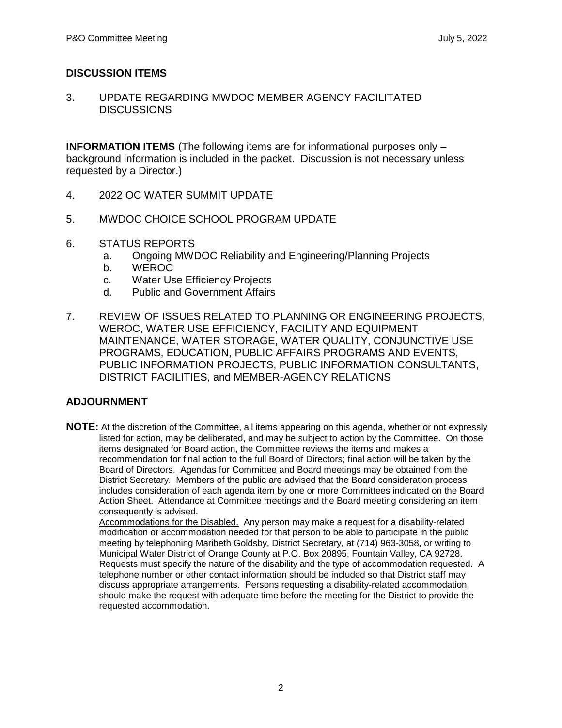## DISCUSSION ITEMS

3. UPDATE REGARDING MWDOC MEMBER AGENCY FACILITATED DISCUSSIONS

**INFORMATION ITEMS** (The following items are for informational purposes only – background information is included in the packet. Discussion is not necessary unless requested by a Director.)

4. 2022 OC WATER SUMMIT UPDATE

5. MWDOC CHOICE SCHOOL PROGRAM UPDATE

6. STATUS REPORTS
   a. Ongoing MWDOC Reliability and Engineering/Planning Projects
   b. WEROC
   c. Water Use Efficiency Projects
   d. Public and Government Affairs

7. REVIEW OF ISSUES RELATED TO PLANNING OR ENGINEERING PROJECTS, WEROC, WATER USE EFFICIENCY, FACILITY AND EQUIPMENT MAINTENANCE, WATER STORAGE, WATER QUALITY, CONJUNCTIVE USE PROGRAMS, EDUCATION, PUBLIC AFFAIRS PROGRAMS AND EVENTS, PUBLIC INFORMATION PROJECTS, PUBLIC INFORMATION CONSULTANTS, DISTRICT FACILITIES, and MEMBER-AGENCY RELATIONS

## ADJOURNMENT

**NOTE:** At the discretion of the Committee, all items appearing on this agenda, whether or not expressly listed for action, may be deliberated, and may be subject to action by the Committee. On those items designated for Board action, the Committee reviews the items and makes a recommendation for final action to the full Board of Directors; final action will be taken by the Board of Directors. Agendas for Committee and Board meetings may be obtained from the District Secretary. Members of the public are advised that the Board consideration process includes consideration of each agenda item by one or more Committees indicated on the Board Action Sheet. Attendance at Committee meetings and the Board meeting considering an item consequently is advised.

Accommodations for the Disabled. Any person may make a request for a disability-related modification or accommodation needed for that person to be able to participate in the public meeting by telephoning Maribeth Goldsby, District Secretary, at (714) 963-3058, or writing to Municipal Water District of Orange County at P.O. Box 20895, Fountain Valley, CA 92728. Requests must specify the nature of the disability and the type of accommodation requested. A telephone number or other contact information should be included so that District staff may discuss appropriate arrangements. Persons requesting a disability-related accommodation should make the request with adequate time before the meeting for the District to provide the requested accommodation.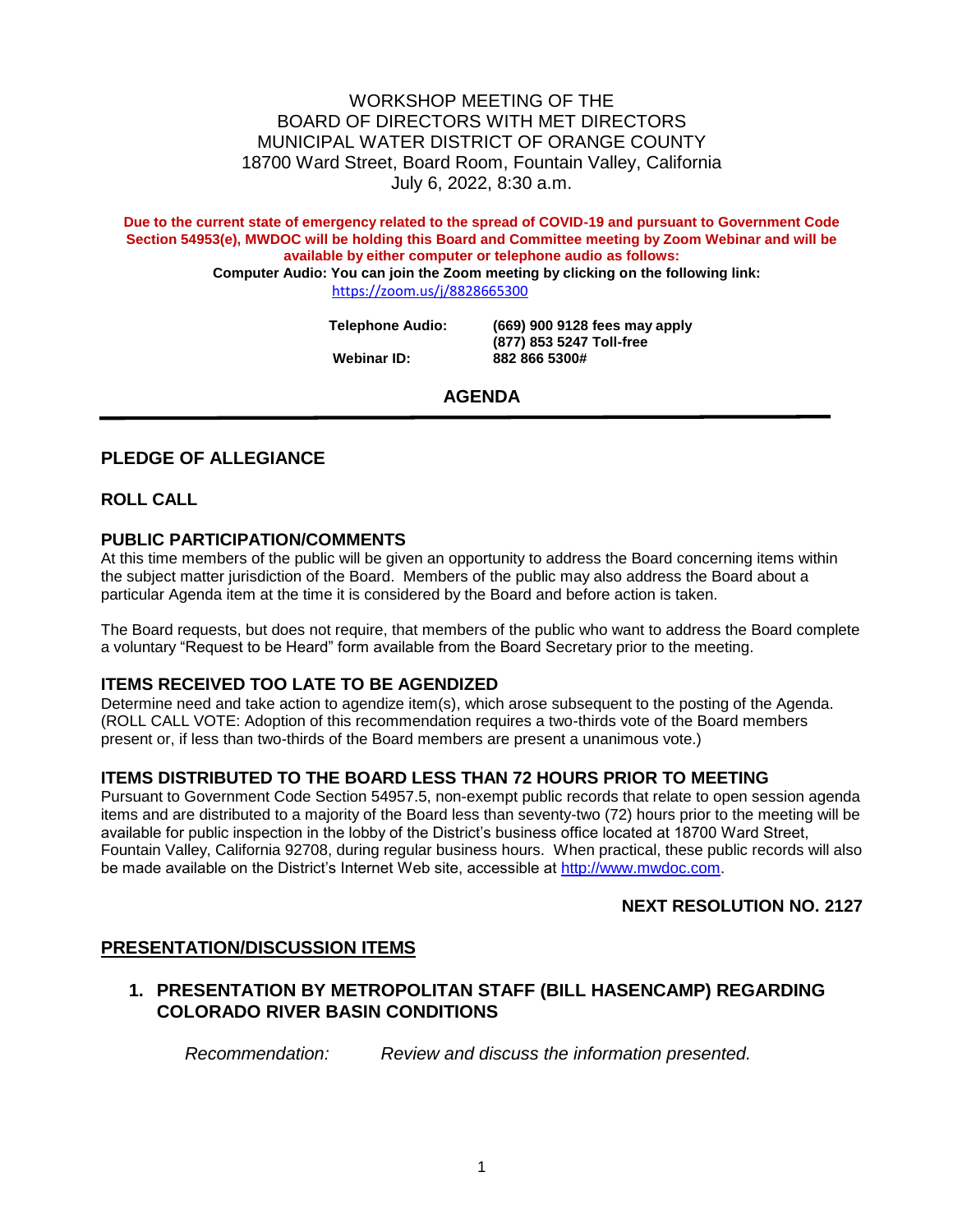WORKSHOP MEETING OF THE
BOARD OF DIRECTORS WITH MET DIRECTORS
MUNICIPAL WATER DISTRICT OF ORANGE COUNTY
18700 Ward Street, Board Room, Fountain Valley, California
July 6, 2022, 8:30 a.m.

**Due to the current state of emergency related to the spread of COVID-19 and pursuant to Government Code Section 54953(e), MWDOC will be holding this Board and Committee meeting by Zoom Webinar and will be available by either computer or telephone audio as follows:**

**Computer Audio: You can join the Zoom meeting by clicking on the following link:**
https://zoom.us/j/8828665300

| | |
|---|---|
| **Telephone Audio:** | **(669) 900 9128 fees may apply** |
| | **(877) 853 5247 Toll-free** |
| **Webinar ID:** | **882 866 5300#** |

## AGENDA

### PLEDGE OF ALLEGIANCE

### ROLL CALL

### PUBLIC PARTICIPATION/COMMENTS

At this time members of the public will be given an opportunity to address the Board concerning items within the subject matter jurisdiction of the Board. Members of the public may also address the Board about a particular Agenda item at the time it is considered by the Board and before action is taken.

The Board requests, but does not require, that members of the public who want to address the Board complete a voluntary "Request to be Heard" form available from the Board Secretary prior to the meeting.

### ITEMS RECEIVED TOO LATE TO BE AGENDIZED

Determine need and take action to agendize item(s), which arose subsequent to the posting of the Agenda. (ROLL CALL VOTE: Adoption of this recommendation requires a two-thirds vote of the Board members present or, if less than two-thirds of the Board members are present a unanimous vote.)

### ITEMS DISTRIBUTED TO THE BOARD LESS THAN 72 HOURS PRIOR TO MEETING

Pursuant to Government Code Section 54957.5, non-exempt public records that relate to open session agenda items and are distributed to a majority of the Board less than seventy-two (72) hours prior to the meeting will be available for public inspection in the lobby of the District's business office located at 18700 Ward Street, Fountain Valley, California 92708, during regular business hours. When practical, these public records will also be made available on the District's Internet Web site, accessible at http://www.mwdoc.com.

**NEXT RESOLUTION NO. 2127**

### PRESENTATION/DISCUSSION ITEMS

**1. PRESENTATION BY METROPOLITAN STAFF (BILL HASENCAMP) REGARDING COLORADO RIVER BASIN CONDITIONS**

*Recommendation:* *Review and discuss the information presented.*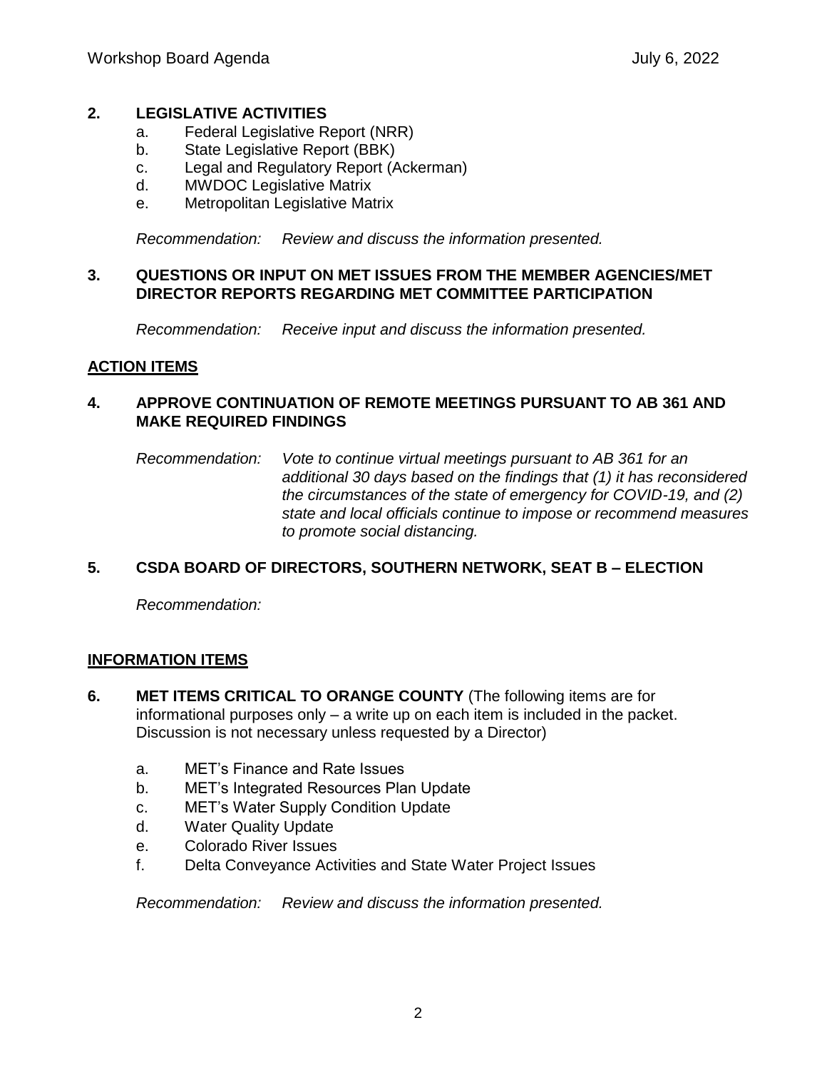**2. LEGISLATIVE ACTIVITIES**

a. Federal Legislative Report (NRR)
b. State Legislative Report (BBK)
c. Legal and Regulatory Report (Ackerman)
d. MWDOC Legislative Matrix
e. Metropolitan Legislative Matrix

*Recommendation: Review and discuss the information presented.*

**3. QUESTIONS OR INPUT ON MET ISSUES FROM THE MEMBER AGENCIES/MET DIRECTOR REPORTS REGARDING MET COMMITTEE PARTICIPATION**

*Recommendation: Receive input and discuss the information presented.*

## ACTION ITEMS

**4. APPROVE CONTINUATION OF REMOTE MEETINGS PURSUANT TO AB 361 AND MAKE REQUIRED FINDINGS**

*Recommendation: Vote to continue virtual meetings pursuant to AB 361 for an additional 30 days based on the findings that (1) it has reconsidered the circumstances of the state of emergency for COVID-19, and (2) state and local officials continue to impose or recommend measures to promote social distancing.*

**5. CSDA BOARD OF DIRECTORS, SOUTHERN NETWORK, SEAT B – ELECTION**

*Recommendation:*

## INFORMATION ITEMS

**6. MET ITEMS CRITICAL TO ORANGE COUNTY** (The following items are for informational purposes only – a write up on each item is included in the packet. Discussion is not necessary unless requested by a Director)

a. MET's Finance and Rate Issues
b. MET's Integrated Resources Plan Update
c. MET's Water Supply Condition Update
d. Water Quality Update
e. Colorado River Issues
f. Delta Conveyance Activities and State Water Project Issues

*Recommendation: Review and discuss the information presented.*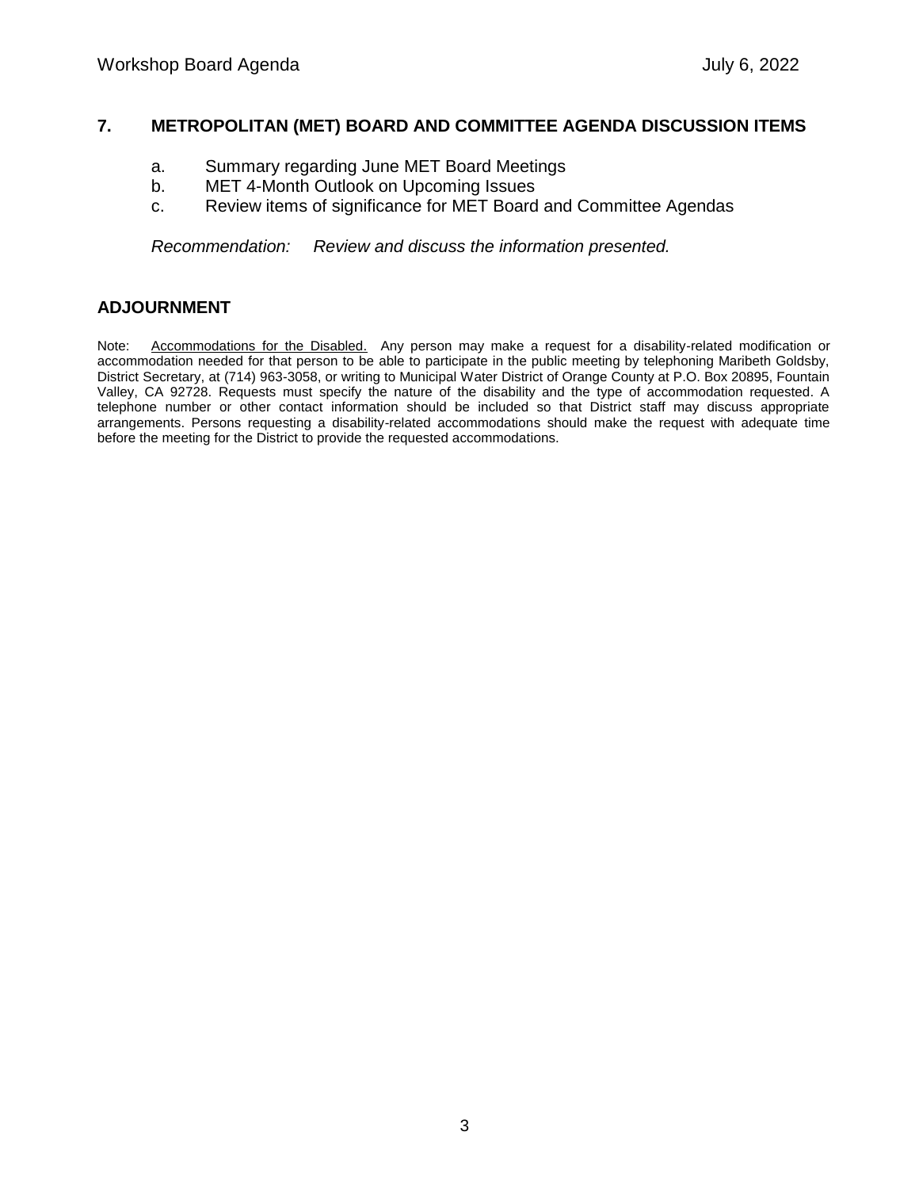## 7. METROPOLITAN (MET) BOARD AND COMMITTEE AGENDA DISCUSSION ITEMS

a. Summary regarding June MET Board Meetings
b. MET 4-Month Outlook on Upcoming Issues
c. Review items of significance for MET Board and Committee Agendas

*Recommendation: Review and discuss the information presented.*

## ADJOURNMENT

Note: Accommodations for the Disabled. Any person may make a request for a disability-related modification or accommodation needed for that person to be able to participate in the public meeting by telephoning Maribeth Goldsby, District Secretary, at (714) 963-3058, or writing to Municipal Water District of Orange County at P.O. Box 20895, Fountain Valley, CA 92728. Requests must specify the nature of the disability and the type of accommodation requested. A telephone number or other contact information should be included so that District staff may discuss appropriate arrangements. Persons requesting a disability-related accommodations should make the request with adequate time before the meeting for the District to provide the requested accommodations.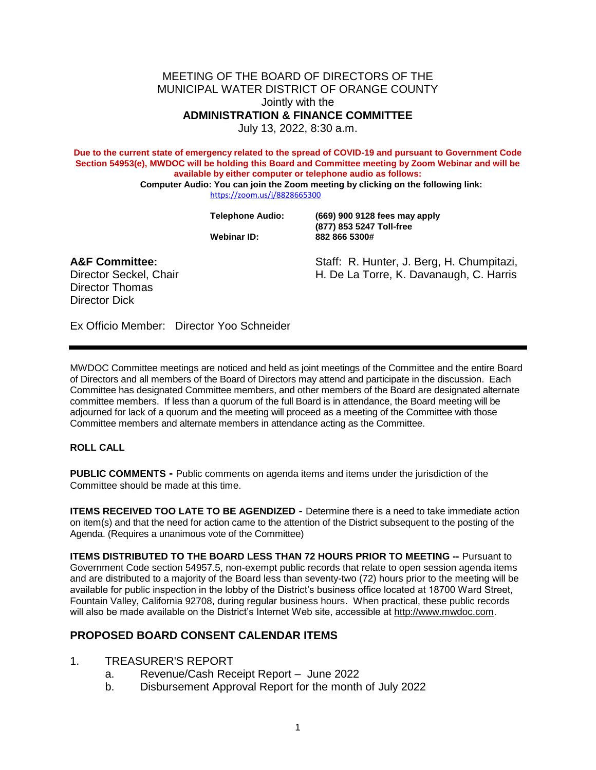MEETING OF THE BOARD OF DIRECTORS OF THE
MUNICIPAL WATER DISTRICT OF ORANGE COUNTY
Jointly with the
**ADMINISTRATION & FINANCE COMMITTEE**
July 13, 2022, 8:30 a.m.

**Due to the current state of emergency related to the spread of COVID-19 and pursuant to Government Code Section 54953(e), MWDOC will be holding this Board and Committee meeting by Zoom Webinar and will be available by either computer or telephone audio as follows:**

**Computer Audio: You can join the Zoom meeting by clicking on the following link:**
https://zoom.us/j/8828665300

| | |
|---|---|
| **Telephone Audio:** | **(669) 900 9128 fees may apply** |
| | **(877) 853 5247 Toll-free** |
| **Webinar ID:** | **882 866 5300#** |

**A&F Committee:**
Director Seckel, Chair
Director Thomas
Director Dick

Staff: R. Hunter, J. Berg, H. Chumpitazi, H. De La Torre, K. Davanaugh, C. Harris

Ex Officio Member: Director Yoo Schneider

---

MWDOC Committee meetings are noticed and held as joint meetings of the Committee and the entire Board of Directors and all members of the Board of Directors may attend and participate in the discussion. Each Committee has designated Committee members, and other members of the Board are designated alternate committee members. If less than a quorum of the full Board is in attendance, the Board meeting will be adjourned for lack of a quorum and the meeting will proceed as a meeting of the Committee with those Committee members and alternate members in attendance acting as the Committee.

**ROLL CALL**

**PUBLIC COMMENTS -** Public comments on agenda items and items under the jurisdiction of the Committee should be made at this time.

**ITEMS RECEIVED TOO LATE TO BE AGENDIZED -** Determine there is a need to take immediate action on item(s) and that the need for action came to the attention of the District subsequent to the posting of the Agenda. (Requires a unanimous vote of the Committee)

**ITEMS DISTRIBUTED TO THE BOARD LESS THAN 72 HOURS PRIOR TO MEETING --** Pursuant to Government Code section 54957.5, non-exempt public records that relate to open session agenda items and are distributed to a majority of the Board less than seventy-two (72) hours prior to the meeting will be available for public inspection in the lobby of the District's business office located at 18700 Ward Street, Fountain Valley, California 92708, during regular business hours. When practical, these public records will also be made available on the District's Internet Web site, accessible at http://www.mwdoc.com.

## PROPOSED BOARD CONSENT CALENDAR ITEMS

1. TREASURER'S REPORT
   a. Revenue/Cash Receipt Report – June 2022
   b. Disbursement Approval Report for the month of July 2022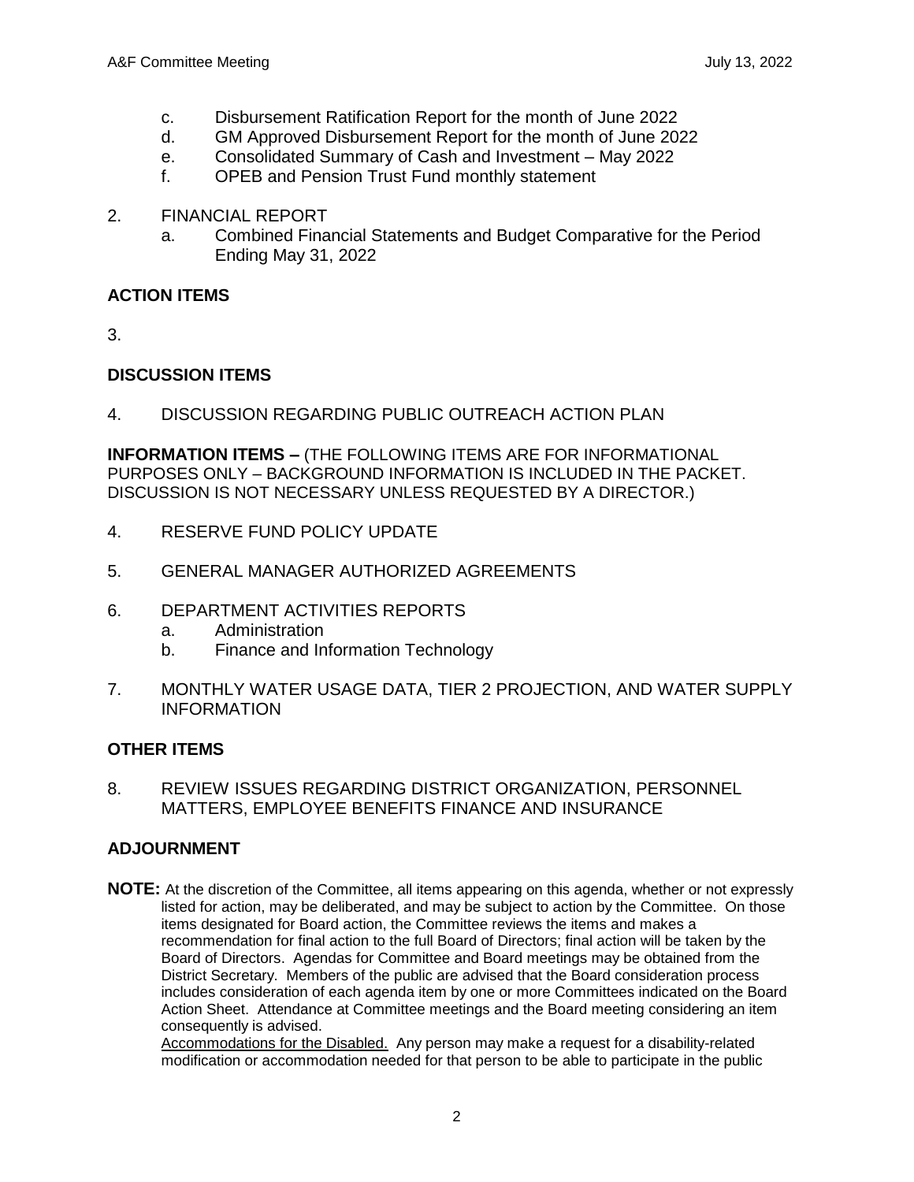c. Disbursement Ratification Report for the month of June 2022
d. GM Approved Disbursement Report for the month of June 2022
e. Consolidated Summary of Cash and Investment – May 2022
f. OPEB and Pension Trust Fund monthly statement

2. FINANCIAL REPORT
   a. Combined Financial Statements and Budget Comparative for the Period Ending May 31, 2022

**ACTION ITEMS**

3.

**DISCUSSION ITEMS**

4. DISCUSSION REGARDING PUBLIC OUTREACH ACTION PLAN

**INFORMATION ITEMS –** (THE FOLLOWING ITEMS ARE FOR INFORMATIONAL PURPOSES ONLY – BACKGROUND INFORMATION IS INCLUDED IN THE PACKET. DISCUSSION IS NOT NECESSARY UNLESS REQUESTED BY A DIRECTOR.)

4. RESERVE FUND POLICY UPDATE

5. GENERAL MANAGER AUTHORIZED AGREEMENTS

6. DEPARTMENT ACTIVITIES REPORTS
   a. Administration
   b. Finance and Information Technology

7. MONTHLY WATER USAGE DATA, TIER 2 PROJECTION, AND WATER SUPPLY INFORMATION

**OTHER ITEMS**

8. REVIEW ISSUES REGARDING DISTRICT ORGANIZATION, PERSONNEL MATTERS, EMPLOYEE BENEFITS FINANCE AND INSURANCE

**ADJOURNMENT**

**NOTE:** At the discretion of the Committee, all items appearing on this agenda, whether or not expressly listed for action, may be deliberated, and may be subject to action by the Committee. On those items designated for Board action, the Committee reviews the items and makes a recommendation for final action to the full Board of Directors; final action will be taken by the Board of Directors. Agendas for Committee and Board meetings may be obtained from the District Secretary. Members of the public are advised that the Board consideration process includes consideration of each agenda item by one or more Committees indicated on the Board Action Sheet. Attendance at Committee meetings and the Board meeting considering an item consequently is advised.

Accommodations for the Disabled. Any person may make a request for a disability-related modification or accommodation needed for that person to be able to participate in the public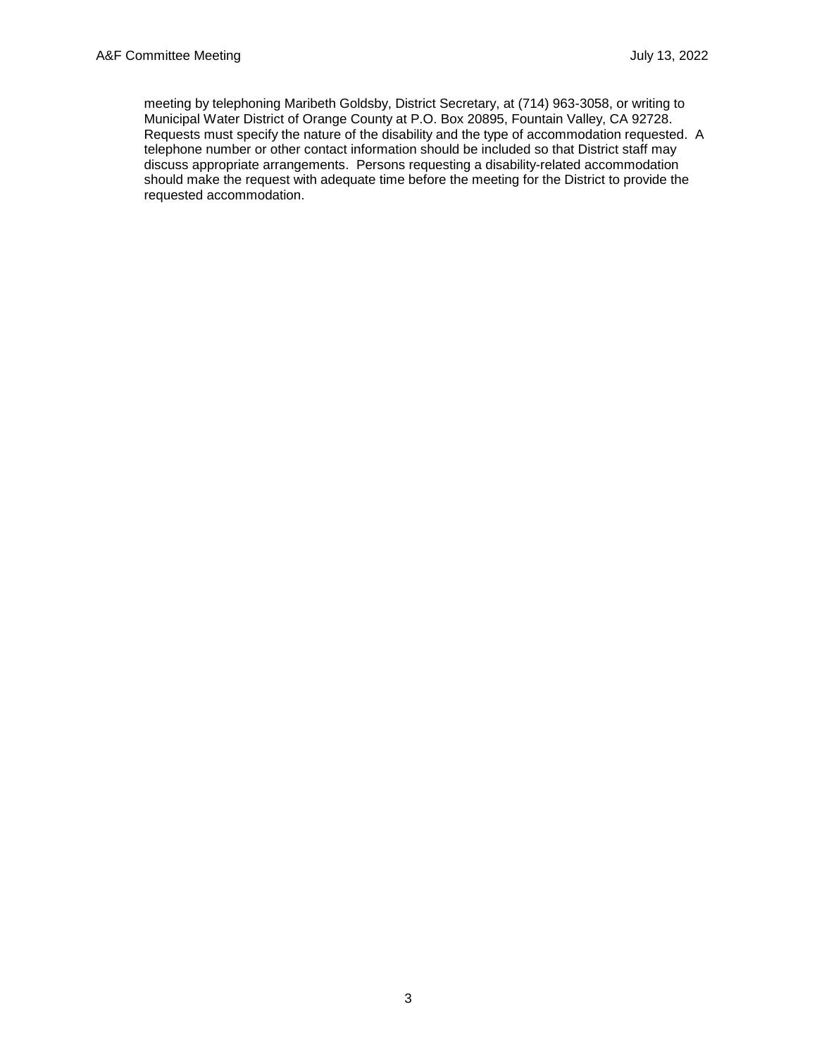meeting by telephoning Maribeth Goldsby, District Secretary, at (714) 963-3058, or writing to Municipal Water District of Orange County at P.O. Box 20895, Fountain Valley, CA 92728. Requests must specify the nature of the disability and the type of accommodation requested. A telephone number or other contact information should be included so that District staff may discuss appropriate arrangements. Persons requesting a disability-related accommodation should make the request with adequate time before the meeting for the District to provide the requested accommodation.